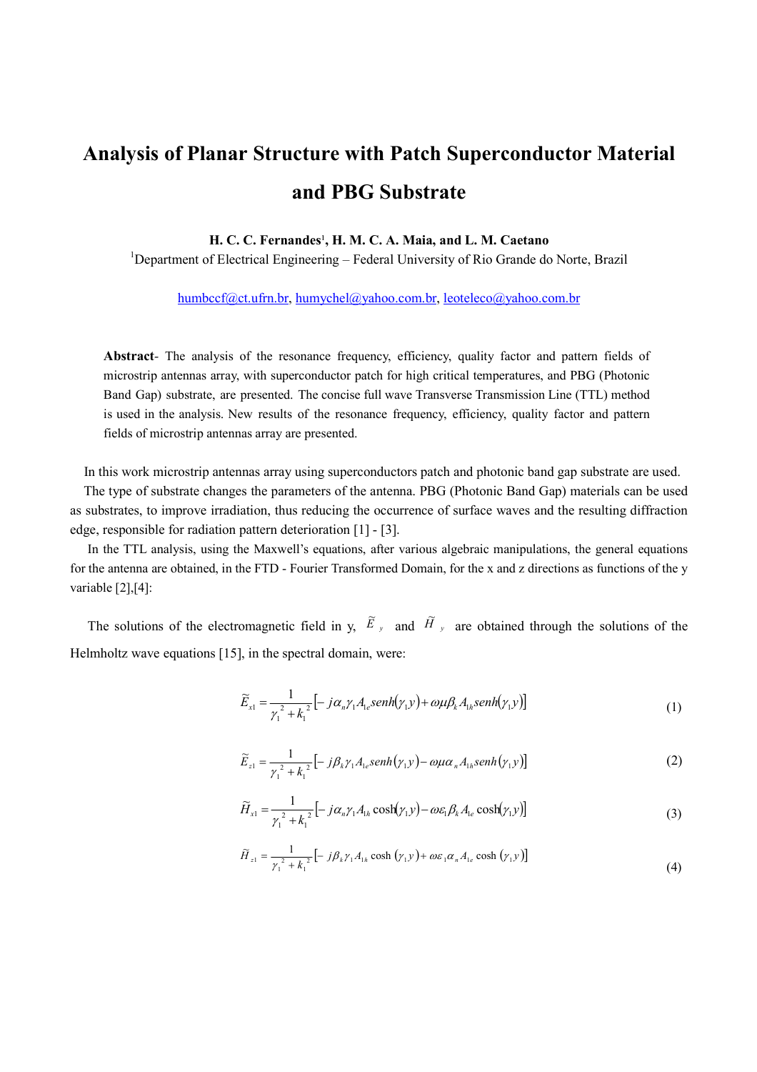# Analysis of Planar Structure with Patch Superconductor Material and PBG Substrate

**H. C. C. Fernandes[1], H. M. C. A. Maia, and L. M. Caetano**

[1]Department of Electrical Engineering – Federal University of Rio Grande do Norte, Brazil

humbccf@ct.ufrn.br, humychel@yahoo.com.br, leoteleco@yahoo.com.br

**Abstract**- The analysis of the resonance frequency, efficiency, quality factor and pattern fields of microstrip antennas array, with superconductor patch for high critical temperatures, and PBG (Photonic Band Gap) substrate, are presented. The concise full wave Transverse Transmission Line (TTL) method is used in the analysis. New results of the resonance frequency, efficiency, quality factor and pattern fields of microstrip antennas array are presented.

In this work microstrip antennas array using superconductors patch and photonic band gap substrate are used. The type of substrate changes the parameters of the antenna. PBG (Photonic Band Gap) materials can be used as substrates, to improve irradiation, thus reducing the occurrence of surface waves and the resulting diffraction edge, responsible for radiation pattern deterioration [1] - [3].

In the TTL analysis, using the Maxwell's equations, after various algebraic manipulations, the general equations for the antenna are obtained, in the FTD - Fourier Transformed Domain, for the x and z directions as functions of the y variable [2],[4]:

The solutions of the electromagnetic field in y, $\tilde{E}_y$ and $\tilde{H}_y$ are obtained through the solutions of the Helmholtz wave equations [15], in the spectral domain, were:

$$\tilde{E}_{x1} = \frac{1}{\gamma_1^2 + k_1^2}\left[-j\alpha_n\gamma_1 A_{1e} senh(\gamma_1 y) + \omega\mu\beta_k A_{1h} senh(\gamma_1 y)\right] \tag{1}$$

$$\tilde{E}_{z1} = \frac{1}{\gamma_1^2 + k_1^2}\left[-j\beta_k\gamma_1 A_{1e} senh(\gamma_1 y) - \omega\mu\alpha_n A_{1h} senh(\gamma_1 y)\right] \tag{2}$$

$$\tilde{H}_{x1} = \frac{1}{\gamma_1^2 + k_1^2}\left[-j\alpha_n\gamma_1 A_{1h}\cosh(\gamma_1 y) - \omega\varepsilon_1\beta_k A_{1e}\cosh(\gamma_1 y)\right] \tag{3}$$

$$\tilde{H}_{z1} = \frac{1}{\gamma_1^2 + k_1^2}\left[-j\beta_k\gamma_1 A_{1h}\cosh(\gamma_1 y) + \omega\varepsilon_1\alpha_n A_{1e}\cosh(\gamma_1 y)\right] \tag{4}$$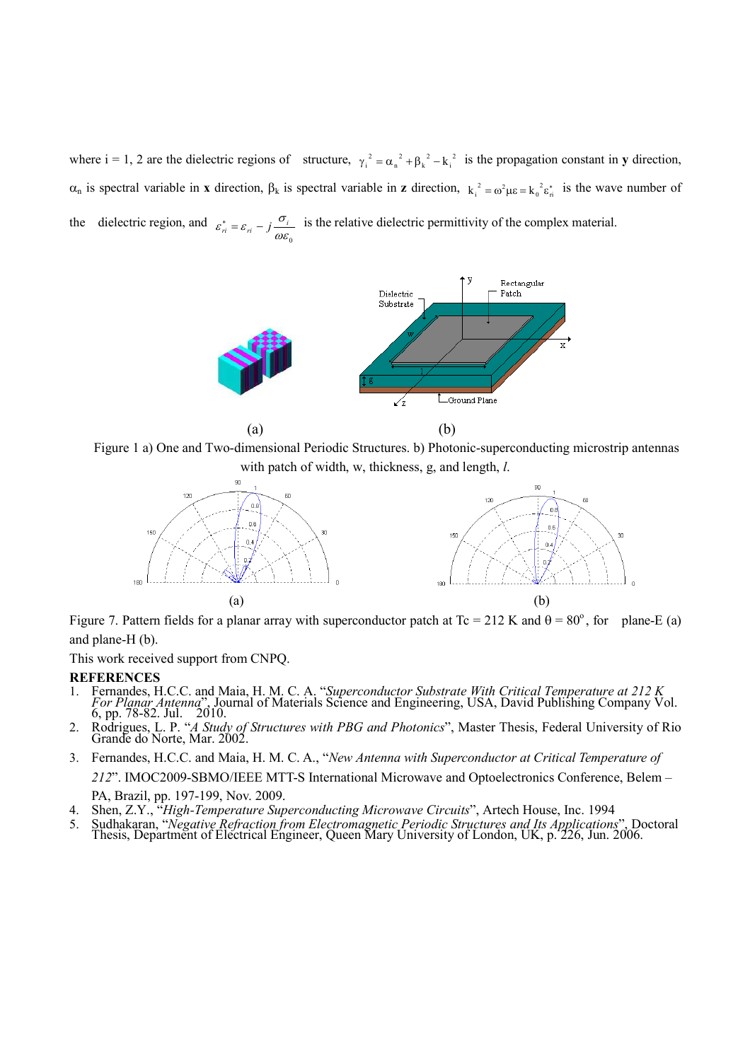where i = 1, 2 are the dielectric regions of structure, $\gamma_i^2 = \alpha_n^2 + \beta_k^2 - k_i^2$ is the propagation constant in **y** direction, $\alpha_n$ is spectral variable in **x** direction, $\beta_k$ is spectral variable in **z** direction, $k_i^2 = \omega^2 \mu \varepsilon = k_0^2 \varepsilon_{ri}^*$ is the wave number of the dielectric region, and $\varepsilon_{ri}^* = \varepsilon_{ri} - j\frac{\sigma_i}{\omega \varepsilon_0}$ is the relative dielectric permittivity of the complex material.

y
Rectangular Patch
Dielectric Substrate
w
x
l
g
z
Ground Plane

(a) (b)

Figure 1 a) One and Two-dimensional Periodic Structures. b) Photonic-superconducting microstrip antennas with patch of width, w, thickness, g, and length, *l*.

(a) (b)

Figure 7. Pattern fields for a planar array with superconductor patch at Tc = 212 K and θ = 80°, for plane-E (a) and plane-H (b).

This work received support from CNPQ.

**REFERENCES**

1. Fernandes, H.C.C. and Maia, H. M. C. A. "*Superconductor Substrate With Critical Temperature at 212 K For Planar Antenna*", Journal of Materials Science and Engineering, USA, David Publishing Company Vol. 6, pp. 78-82. Jul. 2010.
2. Rodrigues, L. P. "*A Study of Structures with PBG and Photonics*", Master Thesis, Federal University of Rio Grande do Norte, Mar. 2002.
3. Fernandes, H.C.C. and Maia, H. M. C. A., "*New Antenna with Superconductor at Critical Temperature of 212*". IMOC2009-SBMO/IEEE MTT-S International Microwave and Optoelectronics Conference, Belem – PA, Brazil, pp. 197-199, Nov. 2009.
4. Shen, Z.Y., "*High-Temperature Superconducting Microwave Circuits*", Artech House, Inc. 1994
5. Sudhakaran, "*Negative Refraction from Electromagnetic Periodic Structures and Its Applications*", Doctoral Thesis, Department of Electrical Engineer, Queen Mary University of London, UK, p. 226, Jun. 2006.